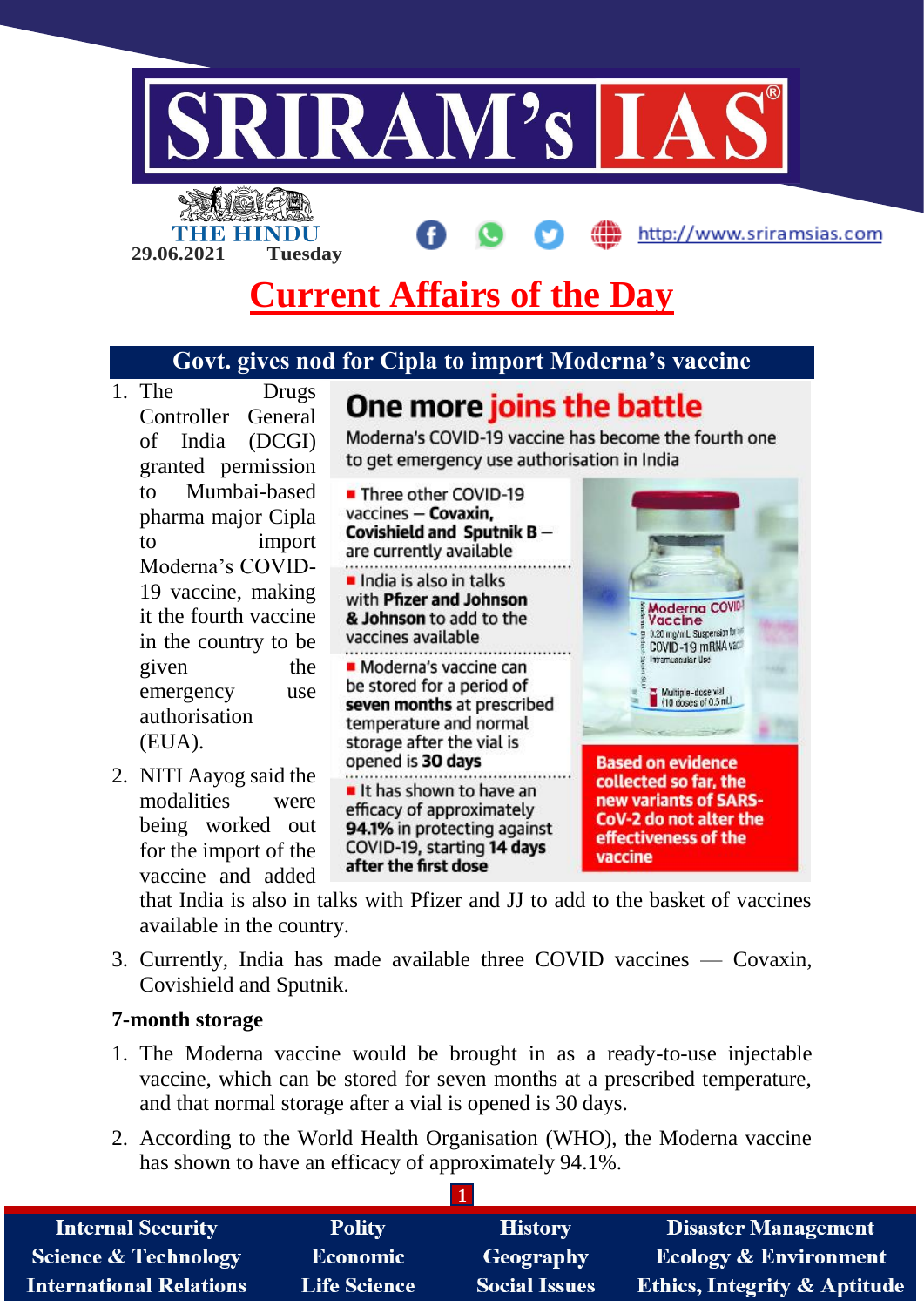# SRIRAM's IAS

THE HINDU

29.06.2021 Tuesday

http://www.sriramsias.com

# Current Affairs of the Day

## Govt. gives nod for Cipla to import Moderna's vaccine

1. The Drugs Controller General of India (DCGI) granted permission to Mumbai-based pharma major Cipla to import Moderna's COVID-19 vaccine, making it the fourth vaccine in the country to be given the emergency use authorisation (EUA).
2. NITI Aayog said the modalities were being worked out for the import of the vaccine and added that India is also in talks with Pfizer and JJ to add to the basket of vaccines available in the country.
3. Currently, India has made available three COVID vaccines — Covaxin, Covishield and Sputnik.

**One more joins the battle**

Moderna's COVID-19 vaccine has become the fourth one to get emergency use authorisation in India

- Three other COVID-19 vaccines — **Covaxin, Covishield and Sputnik B** — are currently available
- India is also in talks with **Pfizer and Johnson & Johnson** to add to the vaccines available
- Moderna's vaccine can be stored for a period of **seven months** at prescribed temperature and normal storage after the vial is opened is **30 days**
- It has shown to have an efficacy of approximately **94.1%** in protecting against COVID-19, starting **14 days after the first dose**

Based on evidence collected so far, the new variants of SARS-CoV-2 do not alter the effectiveness of the vaccine

### 7-month storage

1. The Moderna vaccine would be brought in as a ready-to-use injectable vaccine, which can be stored for seven months at a prescribed temperature, and that normal storage after a vial is opened is 30 days.
2. According to the World Health Organisation (WHO), the Moderna vaccine has shown to have an efficacy of approximately 94.1%.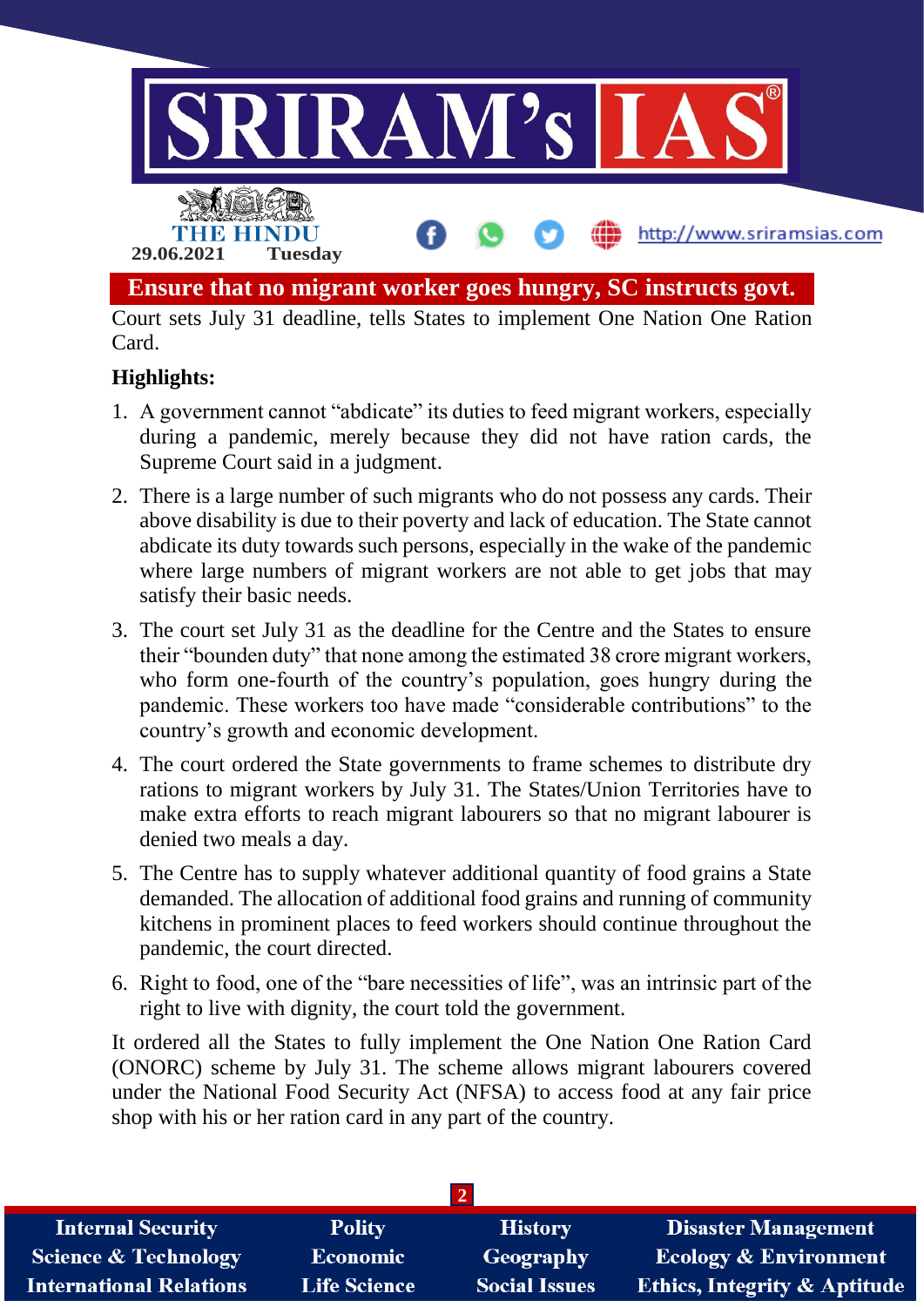# Ensure that no migrant worker goes hungry, SC instructs govt.

Court sets July 31 deadline, tells States to implement One Nation One Ration Card.

**Highlights:**

1. A government cannot "abdicate" its duties to feed migrant workers, especially during a pandemic, merely because they did not have ration cards, the Supreme Court said in a judgment.
2. There is a large number of such migrants who do not possess any cards. Their above disability is due to their poverty and lack of education. The State cannot abdicate its duty towards such persons, especially in the wake of the pandemic where large numbers of migrant workers are not able to get jobs that may satisfy their basic needs.
3. The court set July 31 as the deadline for the Centre and the States to ensure their "bounden duty" that none among the estimated 38 crore migrant workers, who form one-fourth of the country's population, goes hungry during the pandemic. These workers too have made "considerable contributions" to the country's growth and economic development.
4. The court ordered the State governments to frame schemes to distribute dry rations to migrant workers by July 31. The States/Union Territories have to make extra efforts to reach migrant labourers so that no migrant labourer is denied two meals a day.
5. The Centre has to supply whatever additional quantity of food grains a State demanded. The allocation of additional food grains and running of community kitchens in prominent places to feed workers should continue throughout the pandemic, the court directed.
6. Right to food, one of the "bare necessities of life", was an intrinsic part of the right to live with dignity, the court told the government.

It ordered all the States to fully implement the One Nation One Ration Card (ONORC) scheme by July 31. The scheme allows migrant labourers covered under the National Food Security Act (NFSA) to access food at any fair price shop with his or her ration card in any part of the country.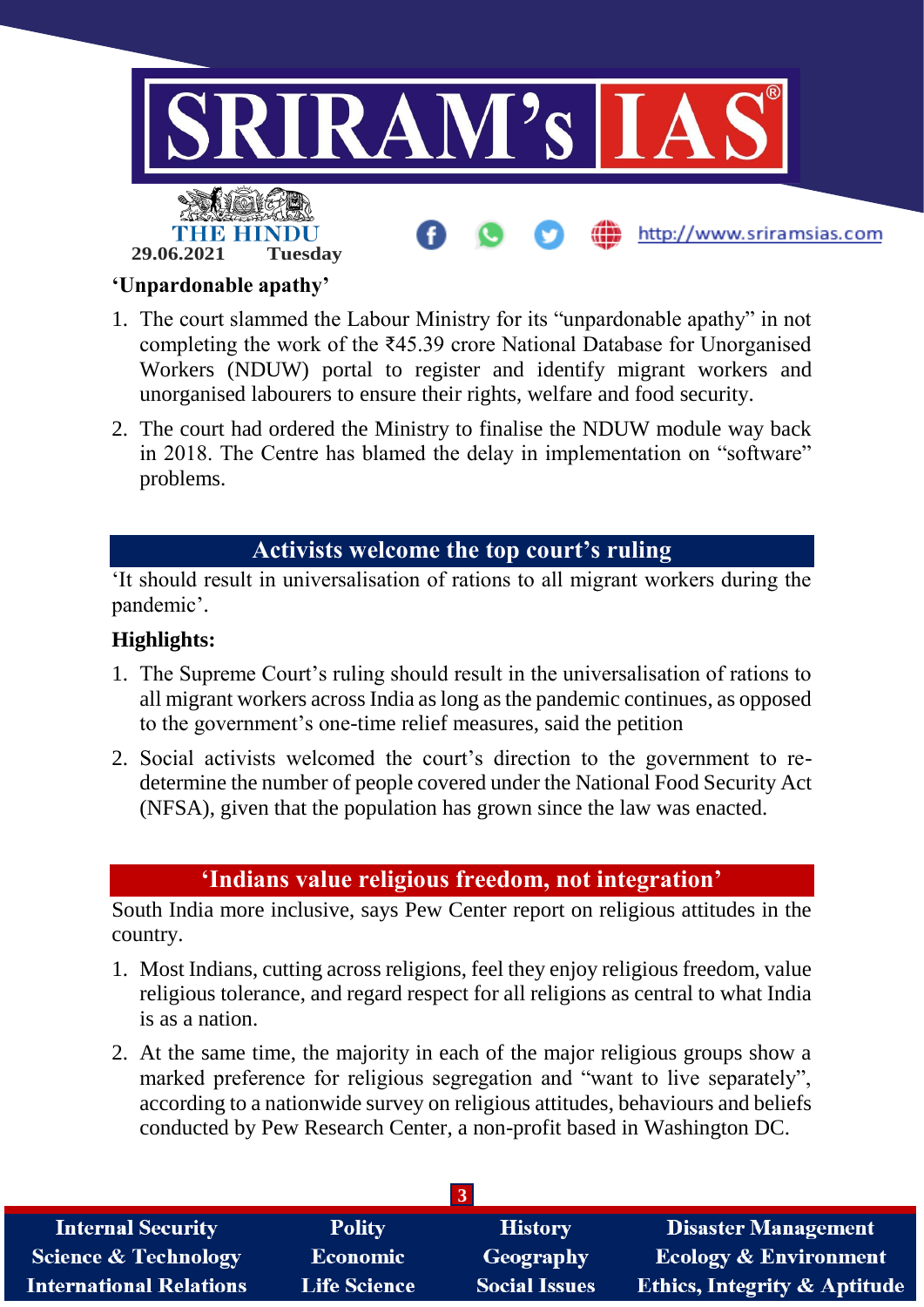**‘Unpardonable apathy’**

1. The court slammed the Labour Ministry for its “unpardonable apathy” in not completing the work of the ₹45.39 crore National Database for Unorganised Workers (NDUW) portal to register and identify migrant workers and unorganised labourers to ensure their rights, welfare and food security.
2. The court had ordered the Ministry to finalise the NDUW module way back in 2018. The Centre has blamed the delay in implementation on “software” problems.

## Activists welcome the top court’s ruling

‘It should result in universalisation of rations to all migrant workers during the pandemic’.

**Highlights:**

1. The Supreme Court’s ruling should result in the universalisation of rations to all migrant workers across India as long as the pandemic continues, as opposed to the government’s one-time relief measures, said the petition
2. Social activists welcomed the court’s direction to the government to re-determine the number of people covered under the National Food Security Act (NFSA), given that the population has grown since the law was enacted.

## ‘Indians value religious freedom, not integration’

South India more inclusive, says Pew Center report on religious attitudes in the country.

1. Most Indians, cutting across religions, feel they enjoy religious freedom, value religious tolerance, and regard respect for all religions as central to what India is as a nation.
2. At the same time, the majority in each of the major religious groups show a marked preference for religious segregation and “want to live separately”, according to a nationwide survey on religious attitudes, behaviours and beliefs conducted by Pew Research Center, a non-profit based in Washington DC.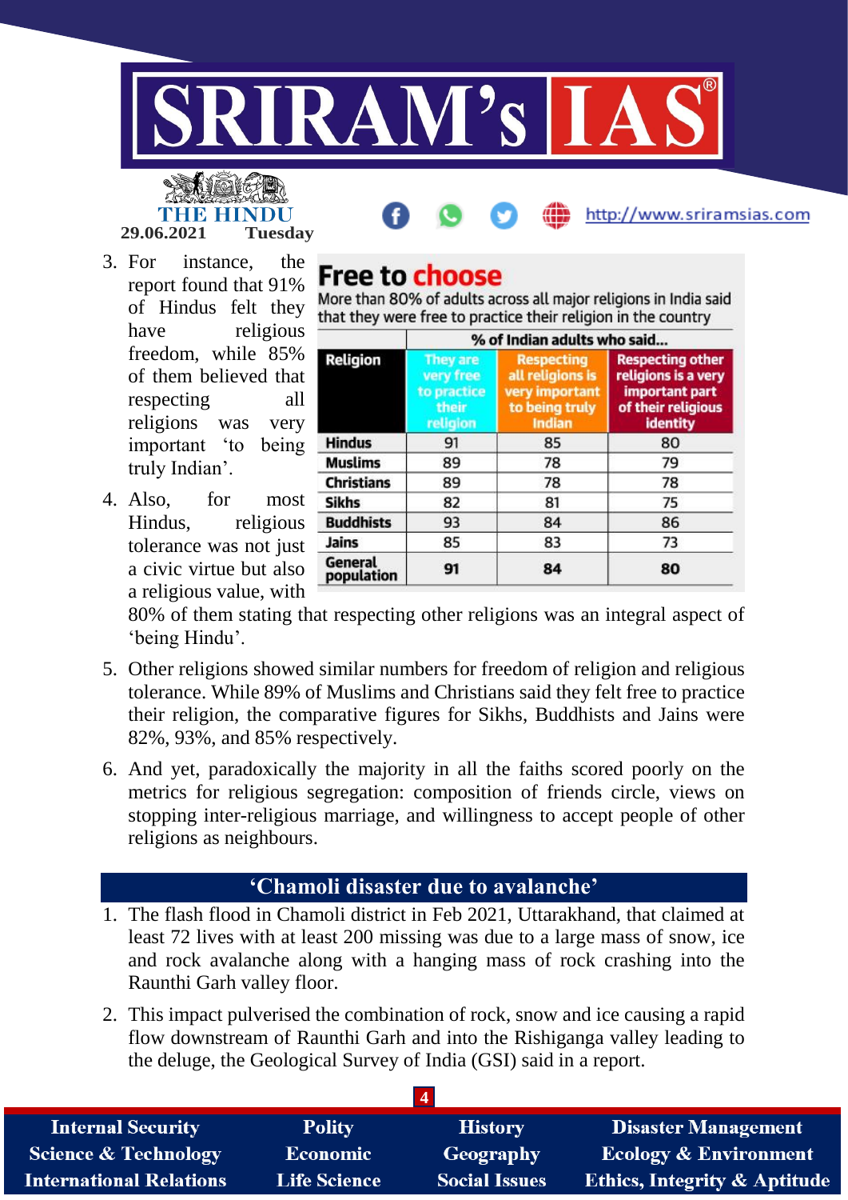3. For instance, the report found that 91% of Hindus felt they have religious freedom, while 85% of them believed that respecting all religions was very important 'to being truly Indian'.

4. Also, for most Hindus, religious tolerance was not just a civic virtue but also a religious value, with 80% of them stating that respecting other religions was an integral aspect of 'being Hindu'.

**Free to choose**

More than 80% of adults across all major religions in India said that they were free to practice their religion in the country

| Religion | % of Indian adults who said... | | |
|---|---|---|---|
| | They are very free to practice their religion | Respecting all religions is very important to being truly Indian | Respecting other religions is a very important part of their religious identity |
| Hindus | 91 | 85 | 80 |
| Muslims | 89 | 78 | 79 |
| Christians | 89 | 78 | 78 |
| Sikhs | 82 | 81 | 75 |
| Buddhists | 93 | 84 | 86 |
| Jains | 85 | 83 | 73 |
| General population | 91 | 84 | 80 |

5. Other religions showed similar numbers for freedom of religion and religious tolerance. While 89% of Muslims and Christians said they felt free to practice their religion, the comparative figures for Sikhs, Buddhists and Jains were 82%, 93%, and 85% respectively.

6. And yet, paradoxically the majority in all the faiths scored poorly on the metrics for religious segregation: composition of friends circle, views on stopping inter-religious marriage, and willingness to accept people of other religions as neighbours.

## 'Chamoli disaster due to avalanche'

1. The flash flood in Chamoli district in Feb 2021, Uttarakhand, that claimed at least 72 lives with at least 200 missing was due to a large mass of snow, ice and rock avalanche along with a hanging mass of rock crashing into the Raunthi Garh valley floor.

2. This impact pulverised the combination of rock, snow and ice causing a rapid flow downstream of Raunthi Garh and into the Rishiganga valley leading to the deluge, the Geological Survey of India (GSI) said in a report.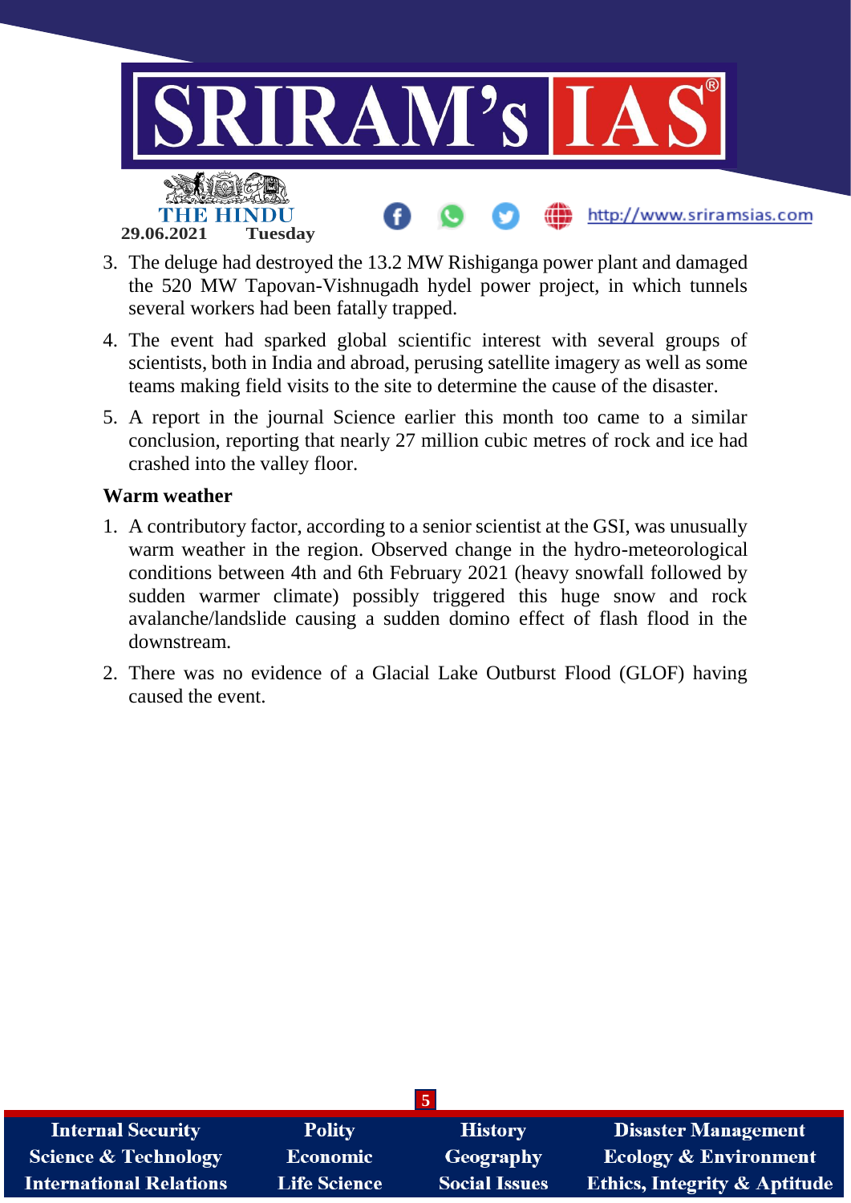3. The deluge had destroyed the 13.2 MW Rishiganga power plant and damaged the 520 MW Tapovan-Vishnugadh hydel power project, in which tunnels several workers had been fatally trapped.
4. The event had sparked global scientific interest with several groups of scientists, both in India and abroad, perusing satellite imagery as well as some teams making field visits to the site to determine the cause of the disaster.
5. A report in the journal Science earlier this month too came to a similar conclusion, reporting that nearly 27 million cubic metres of rock and ice had crashed into the valley floor.

**Warm weather**

1. A contributory factor, according to a senior scientist at the GSI, was unusually warm weather in the region. Observed change in the hydro-meteorological conditions between 4th and 6th February 2021 (heavy snowfall followed by sudden warmer climate) possibly triggered this huge snow and rock avalanche/landslide causing a sudden domino effect of flash flood in the downstream.
2. There was no evidence of a Glacial Lake Outburst Flood (GLOF) having caused the event.